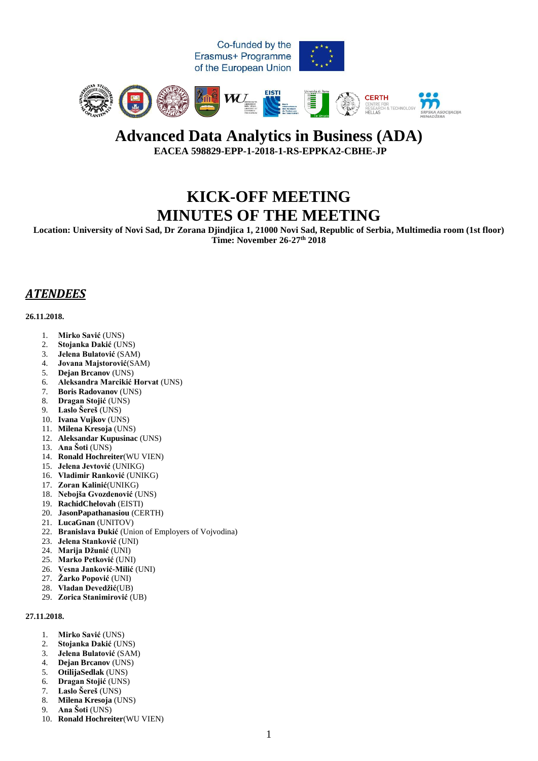Co-funded by the Erasmus+ Programme of the European Union

# Advanced Data Analytics in Business (ADA)

**EACEA 598829-EPP-1-2018-1-RS-EPPKA2-CBHE-JP**

# KICK-OFF MEETING
# MINUTES OF THE MEETING

**Location: University of Novi Sad, Dr Zorana Djindjica 1, 21000 Novi Sad, Republic of Serbia, Multimedia room (1st floor)**
**Time: November 26-27th 2018**

## *ATENDEES*

**26.11.2018.**

1. **Mirko Savić** (UNS)
2. **Stojanka Dakić** (UNS)
3. **Jelena Bulatović** (SAM)
4. **Jovana Majstorović**(SAM)
5. **Dejan Brcanov** (UNS)
6. **Aleksandra Marcikić Horvat** (UNS)
7. **Boris Radovanov** (UNS)
8. **Dragan Stojić** (UNS)
9. **Laslo Šereš** (UNS)
10. **Ivana Vujkov** (UNS)
11. **Milena Kresoja** (UNS)
12. **Aleksandar Kupusinac** (UNS)
13. **Ana Šoti** (UNS)
14. **Ronald Hochreiter**(WU VIEN)
15. **Jelena Jevtović** (UNIKG)
16. **Vladimir Ranković** (UNIKG)
17. **Zoran Kalinić**(UNIKG)
18. **Nebojša Gvozdenović** (UNS)
19. **RachidChelovah** (EISTI)
20. **JasonPapathanasiou** (CERTH)
21. **LucaGnan** (UNITOV)
22. **Branislava Đukić** (Union of Employers of Vojvodina)
23. **Jelena Stanković** (UNI)
24. **Marija Džunić** (UNI)
25. **Marko Petković** (UNI)
26. **Vesna Janković-Milić** (UNI)
27. **Žarko Popović** (UNI)
28. **Vladan Devedžić**(UB)
29. **Zorica Stanimirović** (UB)

**27.11.2018.**

1. **Mirko Savić** (UNS)
2. **Stojanka Dakić** (UNS)
3. **Jelena Bulatović** (SAM)
4. **Dejan Brcanov** (UNS)
5. **OtilijaSedlak** (UNS)
6. **Dragan Stojić** (UNS)
7. **Laslo Šereš** (UNS)
8. **Milena Kresoja** (UNS)
9. **Ana Šoti** (UNS)
10. **Ronald Hochreiter**(WU VIEN)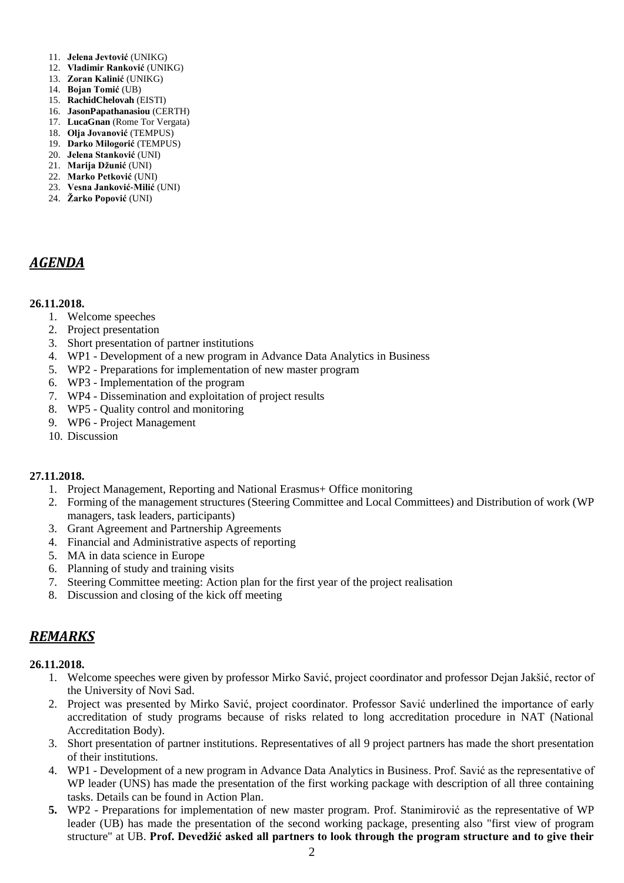11. **Jelena Jevtović** (UNIKG)
12. **Vladimir Ranković** (UNIKG)
13. **Zoran Kalinić** (UNIKG)
14. **Bojan Tomić** (UB)
15. **RachidChelovah** (EISTI)
16. **JasonPapathanasiou** (CERTH)
17. **LucaGnan** (Rome Tor Vergata)
18. **Olja Jovanović** (TEMPUS)
19. **Darko Milogorić** (TEMPUS)
20. **Jelena Stanković** (UNI)
21. **Marija Džunić** (UNI)
22. **Marko Petković** (UNI)
23. **Vesna Janković-Milić** (UNI)
24. **Žarko Popović** (UNI)

## ***AGENDA***

**26.11.2018.**

1. Welcome speeches
2. Project presentation
3. Short presentation of partner institutions
4. WP1 - Development of a new program in Advance Data Analytics in Business
5. WP2 - Preparations for implementation of new master program
6. WP3 - Implementation of the program
7. WP4 - Dissemination and exploitation of project results
8. WP5 - Quality control and monitoring
9. WP6 - Project Management
10. Discussion

**27.11.2018.**

1. Project Management, Reporting and National Erasmus+ Office monitoring
2. Forming of the management structures (Steering Committee and Local Committees) and Distribution of work (WP managers, task leaders, participants)
3. Grant Agreement and Partnership Agreements
4. Financial and Administrative aspects of reporting
5. MA in data science in Europe
6. Planning of study and training visits
7. Steering Committee meeting: Action plan for the first year of the project realisation
8. Discussion and closing of the kick off meeting

## ***REMARKS***

**26.11.2018.**

1. Welcome speeches were given by professor Mirko Savić, project coordinator and professor Dejan Jakšić, rector of the University of Novi Sad.
2. Project was presented by Mirko Savić, project coordinator. Professor Savić underlined the importance of early accreditation of study programs because of risks related to long accreditation procedure in NAT (National Accreditation Body).
3. Short presentation of partner institutions. Representatives of all 9 project partners has made the short presentation of their institutions.
4. WP1 - Development of a new program in Advance Data Analytics in Business. Prof. Savić as the representative of WP leader (UNS) has made the presentation of the first working package with description of all three containing tasks. Details can be found in Action Plan.
5. WP2 - Preparations for implementation of new master program. Prof. Stanimirović as the representative of WP leader (UB) has made the presentation of the second working package, presenting also "first view of program structure" at UB. **Prof. Devedžić asked all partners to look through the program structure and to give their**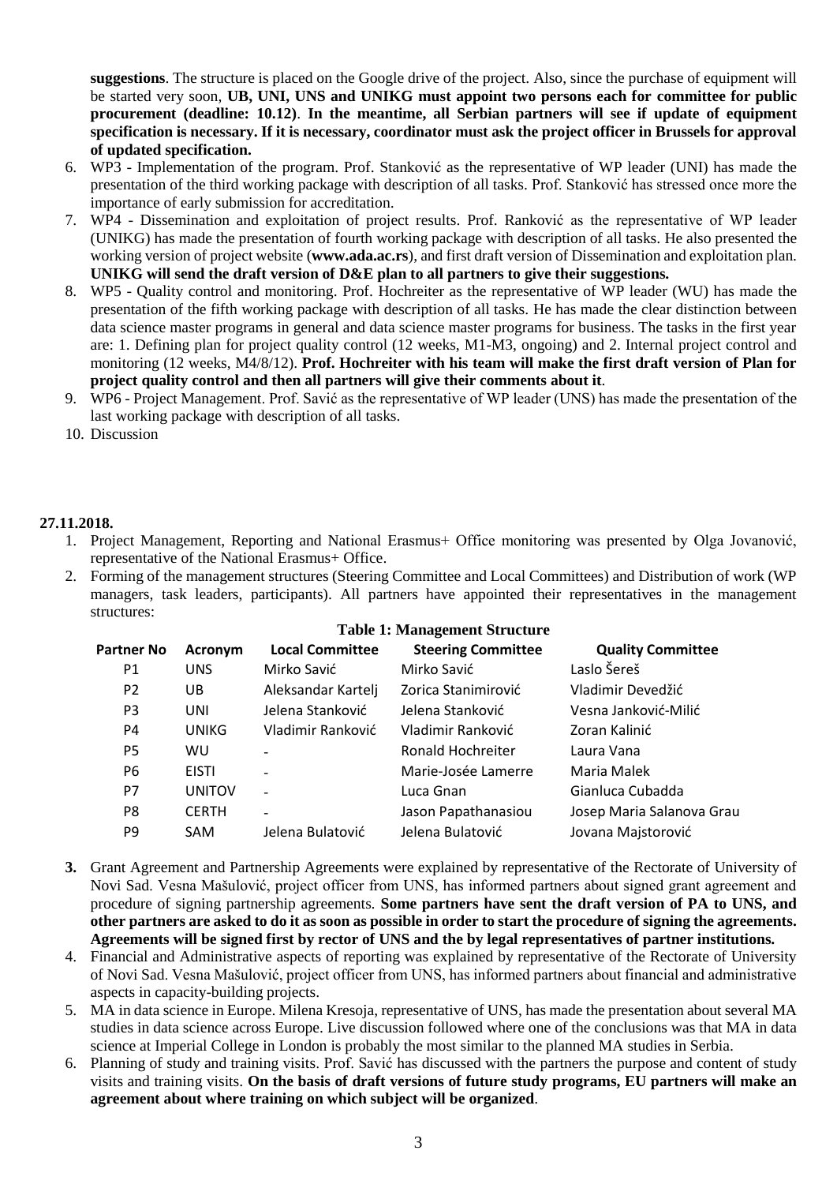**suggestions**. The structure is placed on the Google drive of the project. Also, since the purchase of equipment will be started very soon, **UB, UNI, UNS and UNIKG must appoint two persons each for committee for public procurement (deadline: 10.12)**. **In the meantime, all Serbian partners will see if update of equipment specification is necessary. If it is necessary, coordinator must ask the project officer in Brussels for approval of updated specification.**

6. WP3 - Implementation of the program. Prof. Stanković as the representative of WP leader (UNI) has made the presentation of the third working package with description of all tasks. Prof. Stanković has stressed once more the importance of early submission for accreditation.
7. WP4 - Dissemination and exploitation of project results. Prof. Ranković as the representative of WP leader (UNIKG) has made the presentation of fourth working package with description of all tasks. He also presented the working version of project website (**www.ada.ac.rs**), and first draft version of Dissemination and exploitation plan. **UNIKG will send the draft version of D&E plan to all partners to give their suggestions.**
8. WP5 - Quality control and monitoring. Prof. Hochreiter as the representative of WP leader (WU) has made the presentation of the fifth working package with description of all tasks. He has made the clear distinction between data science master programs in general and data science master programs for business. The tasks in the first year are: 1. Defining plan for project quality control (12 weeks, M1-M3, ongoing) and 2. Internal project control and monitoring (12 weeks, M4/8/12). **Prof. Hochreiter with his team will make the first draft version of Plan for project quality control and then all partners will give their comments about it**.
9. WP6 - Project Management. Prof. Savić as the representative of WP leader (UNS) has made the presentation of the last working package with description of all tasks.
10. Discussion

**27.11.2018.**

1. Project Management, Reporting and National Erasmus+ Office monitoring was presented by Olga Jovanović, representative of the National Erasmus+ Office.
2. Forming of the management structures (Steering Committee and Local Committees) and Distribution of work (WP managers, task leaders, participants). All partners have appointed their representatives in the management structures:

**Table 1: Management Structure**

| Partner No | Acronym | Local Committee | Steering Committee | Quality Committee |
|---|---|---|---|---|
| P1 | UNS | Mirko Savić | Mirko Savić | Laslo Šereš |
| P2 | UB | Aleksandar Kartelj | Zorica Stanimirović | Vladimir Devedžić |
| P3 | UNI | Jelena Stanković | Jelena Stanković | Vesna Janković-Milić |
| P4 | UNIKG | Vladimir Ranković | Vladimir Ranković | Zoran Kalinić |
| P5 | WU | - | Ronald Hochreiter | Laura Vana |
| P6 | EISTI | - | Marie-Josée Lamerre | Maria Malek |
| P7 | UNITOV | - | Luca Gnan | Gianluca Cubadda |
| P8 | CERTH | - | Jason Papathanasiou | Josep Maria Salanova Grau |
| P9 | SAM | Jelena Bulatović | Jelena Bulatović | Jovana Majstorović |

3. Grant Agreement and Partnership Agreements were explained by representative of the Rectorate of University of Novi Sad. Vesna Mašulović, project officer from UNS, has informed partners about signed grant agreement and procedure of signing partnership agreements. **Some partners have sent the draft version of PA to UNS, and other partners are asked to do it as soon as possible in order to start the procedure of signing the agreements. Agreements will be signed first by rector of UNS and the by legal representatives of partner institutions.**
4. Financial and Administrative aspects of reporting was explained by representative of the Rectorate of University of Novi Sad. Vesna Mašulović, project officer from UNS, has informed partners about financial and administrative aspects in capacity-building projects.
5. MA in data science in Europe. Milena Kresoja, representative of UNS, has made the presentation about several MA studies in data science across Europe. Live discussion followed where one of the conclusions was that MA in data science at Imperial College in London is probably the most similar to the planned MA studies in Serbia.
6. Planning of study and training visits. Prof. Savić has discussed with the partners the purpose and content of study visits and training visits. **On the basis of draft versions of future study programs, EU partners will make an agreement about where training on which subject will be organized**.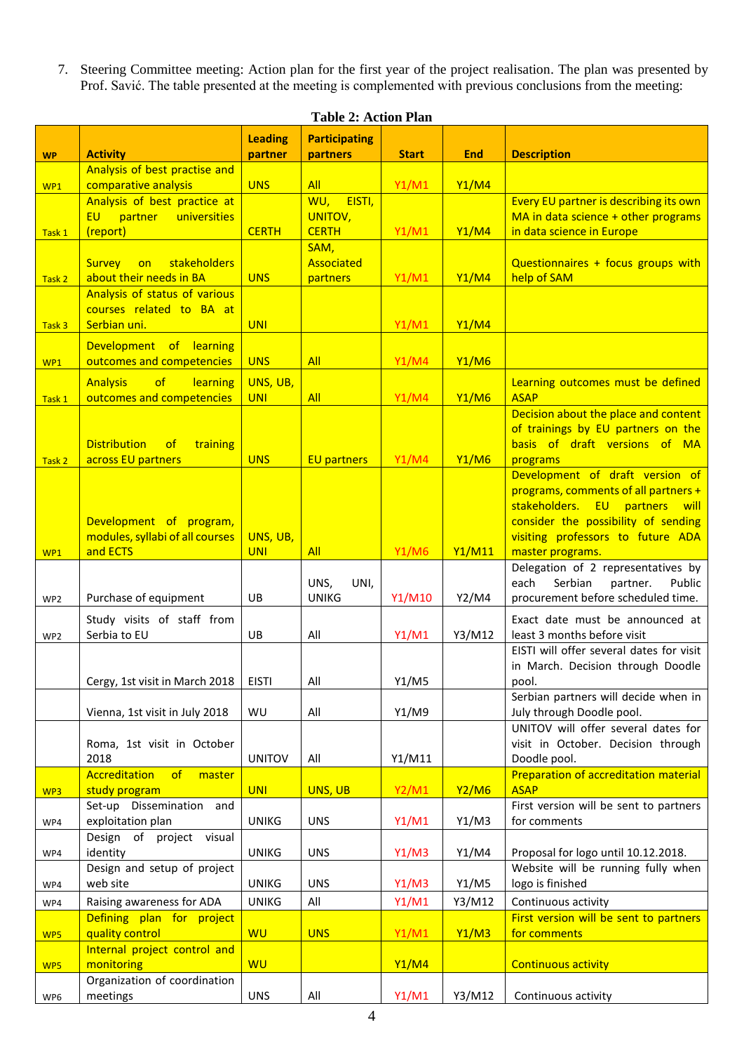7. Steering Committee meeting: Action plan for the first year of the project realisation. The plan was presented by Prof. Savić. The table presented at the meeting is complemented with previous conclusions from the meeting:

**Table 2: Action Plan**

| WP | Activity | Leading partner | Participating partners | Start | End | Description |
|---|---|---|---|---|---|---|
| WP1 | Analysis of best practise and comparative analysis | UNS | All | Y1/M1 | Y1/M4 | |
| Task 1 | Analysis of best practice at EU partner universities (report) | CERTH | WU, EISTI, UNITOV, CERTH | Y1/M1 | Y1/M4 | Every EU partner is describing its own MA in data science + other programs in data science in Europe |
| Task 2 | Survey on stakeholders about their needs in BA | UNS | SAM, Associated partners | Y1/M1 | Y1/M4 | Questionnaires + focus groups with help of SAM |
| Task 3 | Analysis of status of various courses related to BA at Serbian uni. | UNI | | Y1/M1 | Y1/M4 | |
| WP1 | Development of learning outcomes and competencies | UNS | All | Y1/M4 | Y1/M6 | |
| Task 1 | Analysis of learning outcomes and competencies | UNS, UB, UNI | All | Y1/M4 | Y1/M6 | Learning outcomes must be defined ASAP |
| Task 2 | Distribution of training across EU partners | UNS | EU partners | Y1/M4 | Y1/M6 | Decision about the place and content of trainings by EU partners on the basis of draft versions of MA programs |
| WP1 | Development of program, modules, syllabi of all courses and ECTS | UNS, UB, UNI | All | Y1/M6 | Y1/M11 | Development of draft version of programs, comments of all partners + stakeholders. EU partners will consider the possibility of sending visiting professors to future ADA master programs. |
| WP2 | Purchase of equipment | UB | UNS, UNI, UNIKG | Y1/M10 | Y2/M4 | Delegation of 2 representatives by each Serbian partner. Public procurement before scheduled time. |
| WP2 | Study visits of staff from Serbia to EU | UB | All | Y1/M1 | Y3/M12 | Exact date must be announced at least 3 months before visit |
| | Cergy, 1st visit in March 2018 | EISTI | All | Y1/M5 | | EISTI will offer several dates for visit in March. Decision through Doodle pool. |
| | Vienna, 1st visit in July 2018 | WU | All | Y1/M9 | | Serbian partners will decide when in July through Doodle pool. |
| | Roma, 1st visit in October 2018 | UNITOV | All | Y1/M11 | | UNITOV will offer several dates for visit in October. Decision through Doodle pool. |
| WP3 | Accreditation of master study program | UNI | UNS, UB | Y2/M1 | Y2/M6 | Preparation of accreditation material ASAP |
| WP4 | Set-up Dissemination and exploitation plan | UNIKG | UNS | Y1/M1 | Y1/M3 | First version will be sent to partners for comments |
| WP4 | Design of project visual identity | UNIKG | UNS | Y1/M3 | Y1/M4 | Proposal for logo until 10.12.2018. |
| WP4 | Design and setup of project web site | UNIKG | UNS | Y1/M3 | Y1/M5 | Website will be running fully when logo is finished |
| WP4 | Raising awareness for ADA | UNIKG | All | Y1/M1 | Y3/M12 | Continuous activity |
| WP5 | Defining plan for project quality control | WU | UNS | Y1/M1 | Y1/M3 | First version will be sent to partners for comments |
| WP5 | Internal project control and monitoring | WU | | Y1/M4 | | Continuous activity |
| WP6 | Organization of coordination meetings | UNS | All | Y1/M1 | Y3/M12 | Continuous activity |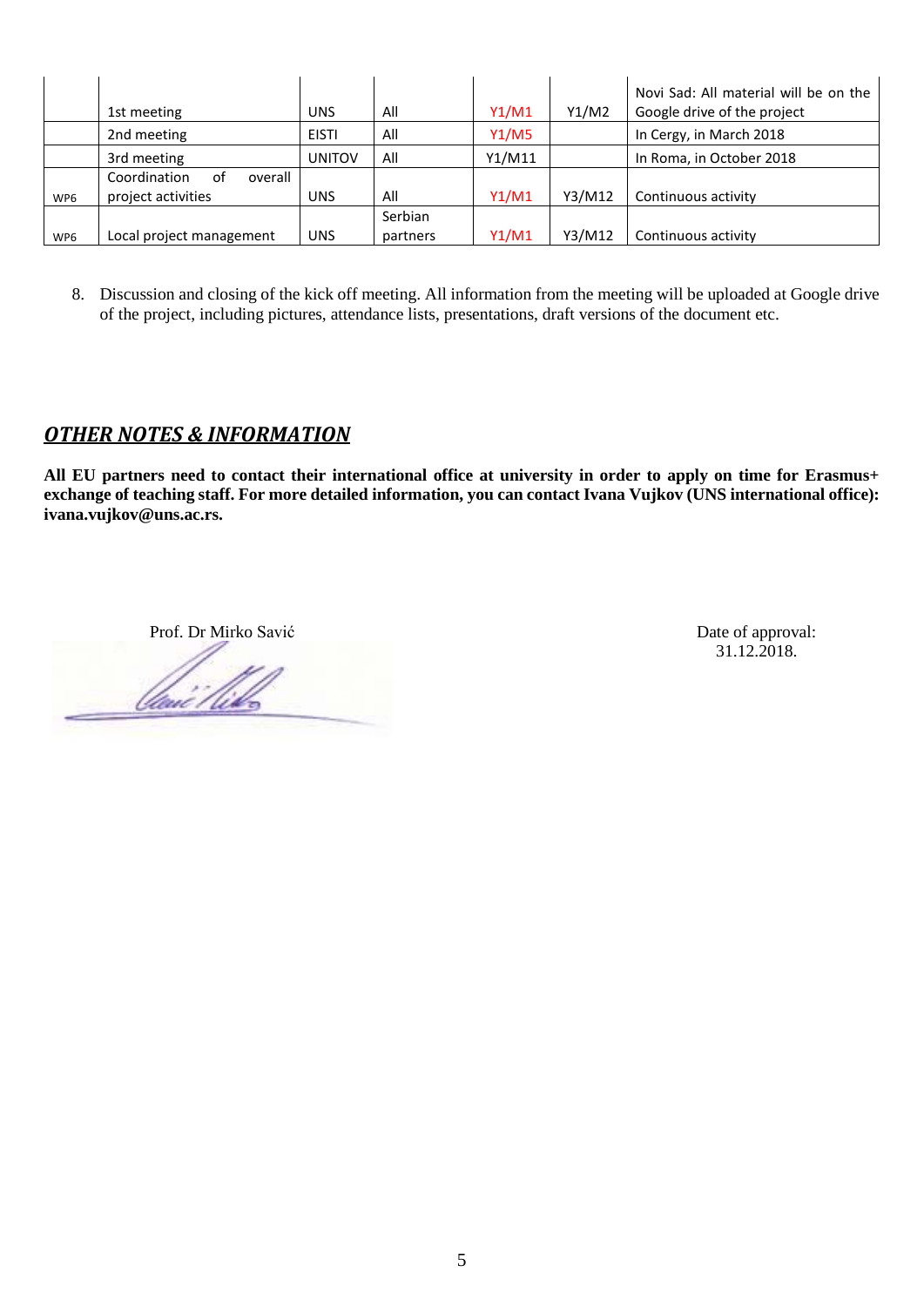| | | | | | | |
|---|---|---|---|---|---|---|
| | 1st meeting | UNS | All | Y1/M1 | Y1/M2 | Novi Sad: All material will be on the Google drive of the project |
| | 2nd meeting | EISTI | All | Y1/M5 | | In Cergy, in March 2018 |
| | 3rd meeting | UNITOV | All | Y1/M11 | | In Roma, in October 2018 |
| WP6 | Coordination of overall project activities | UNS | All | Y1/M1 | Y3/M12 | Continuous activity |
| WP6 | Local project management | UNS | Serbian partners | Y1/M1 | Y3/M12 | Continuous activity |

8. Discussion and closing of the kick off meeting. All information from the meeting will be uploaded at Google drive of the project, including pictures, attendance lists, presentations, draft versions of the document etc.

## ***OTHER NOTES & INFORMATION***

**All EU partners need to contact their international office at university in order to apply on time for Erasmus+ exchange of teaching staff. For more detailed information, you can contact Ivana Vujkov (UNS international office): ivana.vujkov@uns.ac.rs.**

Prof. Dr Mirko Savić

Date of approval:
31.12.2018.